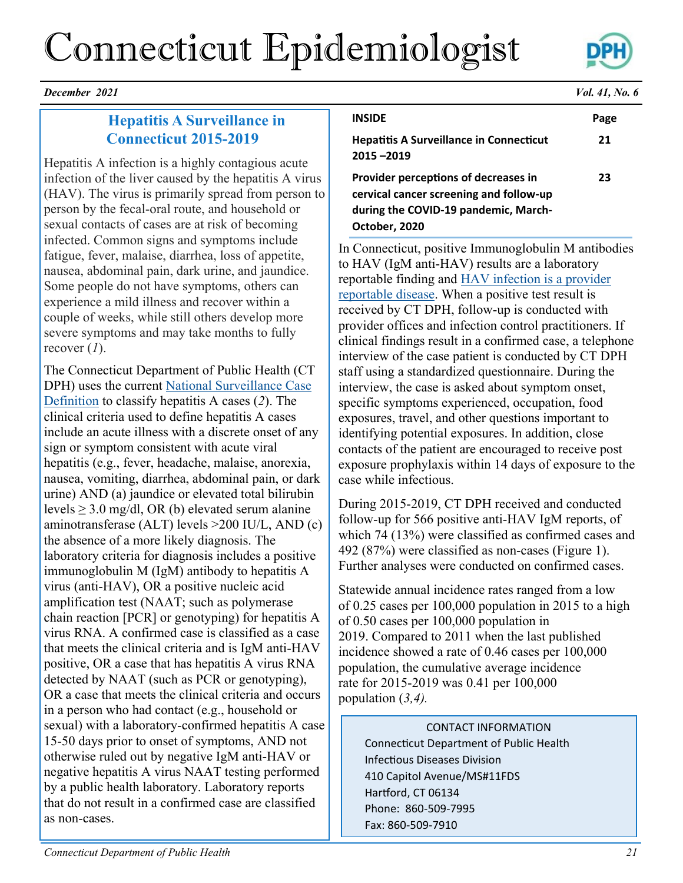# Connecticut Epidemiologist

*December 2021* *Vol. 41, No. 6*

## Hepatitis A Surveillance in Connecticut 2015-2019

Hepatitis A infection is a highly contagious acute infection of the liver caused by the hepatitis A virus (HAV). The virus is primarily spread from person to person by the fecal-oral route, and household or sexual contacts of cases are at risk of becoming infected. Common signs and symptoms include fatigue, fever, malaise, diarrhea, loss of appetite, nausea, abdominal pain, dark urine, and jaundice. Some people do not have symptoms, others can experience a mild illness and recover within a couple of weeks, while still others develop more severe symptoms and may take months to fully recover (*1*).

The Connecticut Department of Public Health (CT DPH) uses the current National Surveillance Case Definition to classify hepatitis A cases (*2*). The clinical criteria used to define hepatitis A cases include an acute illness with a discrete onset of any sign or symptom consistent with acute viral hepatitis (e.g., fever, headache, malaise, anorexia, nausea, vomiting, diarrhea, abdominal pain, or dark urine) AND (a) jaundice or elevated total bilirubin levels ≥ 3.0 mg/dl, OR (b) elevated serum alanine aminotransferase (ALT) levels >200 IU/L, AND (c) the absence of a more likely diagnosis. The laboratory criteria for diagnosis includes a positive immunoglobulin M (IgM) antibody to hepatitis A virus (anti-HAV), OR a positive nucleic acid amplification test (NAAT; such as polymerase chain reaction [PCR] or genotyping) for hepatitis A virus RNA. A confirmed case is classified as a case that meets the clinical criteria and is IgM anti-HAV positive, OR a case that has hepatitis A virus RNA detected by NAAT (such as PCR or genotyping), OR a case that meets the clinical criteria and occurs in a person who had contact (e.g., household or sexual) with a laboratory-confirmed hepatitis A case 15-50 days prior to onset of symptoms, AND not otherwise ruled out by negative IgM anti-HAV or negative hepatitis A virus NAAT testing performed by a public health laboratory. Laboratory reports that do not result in a confirmed case are classified as non-cases.

| INSIDE | Page |
|---|---|
| **Hepatitis A Surveillance in Connecticut 2015 –2019** | **21** |
| **Provider perceptions of decreases in cervical cancer screening and follow-up during the COVID-19 pandemic, March-October, 2020** | **23** |

In Connecticut, positive Immunoglobulin M antibodies to HAV (IgM anti-HAV) results are a laboratory reportable finding and HAV infection is a provider reportable disease. When a positive test result is received by CT DPH, follow-up is conducted with provider offices and infection control practitioners. If clinical findings result in a confirmed case, a telephone interview of the case patient is conducted by CT DPH staff using a standardized questionnaire. During the interview, the case is asked about symptom onset, specific symptoms experienced, occupation, food exposures, travel, and other questions important to identifying potential exposures. In addition, close contacts of the patient are encouraged to receive post exposure prophylaxis within 14 days of exposure to the case while infectious.

During 2015-2019, CT DPH received and conducted follow-up for 566 positive anti-HAV IgM reports, of which 74 (13%) were classified as confirmed cases and 492 (87%) were classified as non-cases (Figure 1). Further analyses were conducted on confirmed cases.

Statewide annual incidence rates ranged from a low of 0.25 cases per 100,000 population in 2015 to a high of 0.50 cases per 100,000 population in 2019. Compared to 2011 when the last published incidence showed a rate of 0.46 cases per 100,000 population, the cumulative average incidence rate for 2015-2019 was 0.41 per 100,000 population (*3,4*).

CONTACT INFORMATION
Connecticut Department of Public Health
Infectious Diseases Division
410 Capitol Avenue/MS#11FDS
Hartford, CT 06134
Phone: 860-509-7995
Fax: 860-509-7910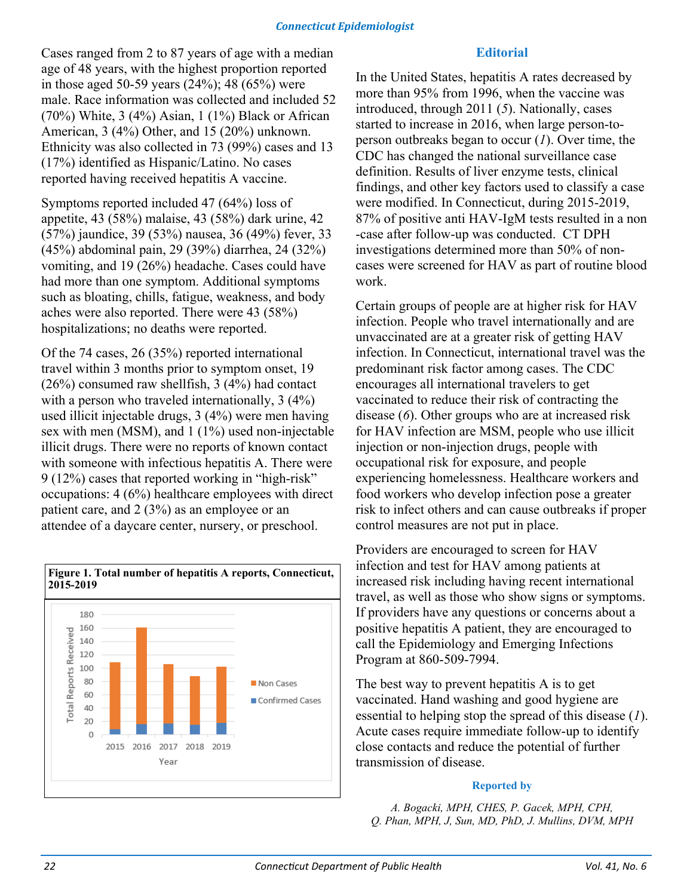Cases ranged from 2 to 87 years of age with a median age of 48 years, with the highest proportion reported in those aged 50-59 years (24%); 48 (65%) were male. Race information was collected and included 52 (70%) White, 3 (4%) Asian, 1 (1%) Black or African American, 3 (4%) Other, and 15 (20%) unknown. Ethnicity was also collected in 73 (99%) cases and 13 (17%) identified as Hispanic/Latino. No cases reported having received hepatitis A vaccine.

Symptoms reported included 47 (64%) loss of appetite, 43 (58%) malaise, 43 (58%) dark urine, 42 (57%) jaundice, 39 (53%) nausea, 36 (49%) fever, 33 (45%) abdominal pain, 29 (39%) diarrhea, 24 (32%) vomiting, and 19 (26%) headache. Cases could have had more than one symptom. Additional symptoms such as bloating, chills, fatigue, weakness, and body aches were also reported. There were 43 (58%) hospitalizations; no deaths were reported.

Of the 74 cases, 26 (35%) reported international travel within 3 months prior to symptom onset, 19 (26%) consumed raw shellfish, 3 (4%) had contact with a person who traveled internationally, 3 (4%) used illicit injectable drugs, 3 (4%) were men having sex with men (MSM), and 1 (1%) used non-injectable illicit drugs. There were no reports of known contact with someone with infectious hepatitis A. There were 9 (12%) cases that reported working in "high-risk" occupations: 4 (6%) healthcare employees with direct patient care, and 2 (3%) as an employee or an attendee of a daycare center, nursery, or preschool.

**Figure 1. Total number of hepatitis A reports, Connecticut, 2015-2019**

## Editorial

In the United States, hepatitis A rates decreased by more than 95% from 1996, when the vaccine was introduced, through 2011 (*5*). Nationally, cases started to increase in 2016, when large person-to-person outbreaks began to occur (*1*). Over time, the CDC has changed the national surveillance case definition. Results of liver enzyme tests, clinical findings, and other key factors used to classify a case were modified. In Connecticut, during 2015-2019, 87% of positive anti HAV-IgM tests resulted in a non-case after follow-up was conducted. CT DPH investigations determined more than 50% of non-cases were screened for HAV as part of routine blood work.

Certain groups of people are at higher risk for HAV infection. People who travel internationally and are unvaccinated are at a greater risk of getting HAV infection. In Connecticut, international travel was the predominant risk factor among cases. The CDC encourages all international travelers to get vaccinated to reduce their risk of contracting the disease (*6*). Other groups who are at increased risk for HAV infection are MSM, people who use illicit injection or non-injection drugs, people with occupational risk for exposure, and people experiencing homelessness. Healthcare workers and food workers who develop infection pose a greater risk to infect others and can cause outbreaks if proper control measures are not put in place.

Providers are encouraged to screen for HAV infection and test for HAV among patients at increased risk including having recent international travel, as well as those who show signs or symptoms. If providers have any questions or concerns about a positive hepatitis A patient, they are encouraged to call the Epidemiology and Emerging Infections Program at 860-509-7994.

The best way to prevent hepatitis A is to get vaccinated. Hand washing and good hygiene are essential to helping stop the spread of this disease (*1*). Acute cases require immediate follow-up to identify close contacts and reduce the potential of further transmission of disease.

**Reported by**

*A. Bogacki, MPH, CHES, P. Gacek, MPH, CPH, Q. Phan, MPH, J, Sun, MD, PhD, J. Mullins, DVM, MPH*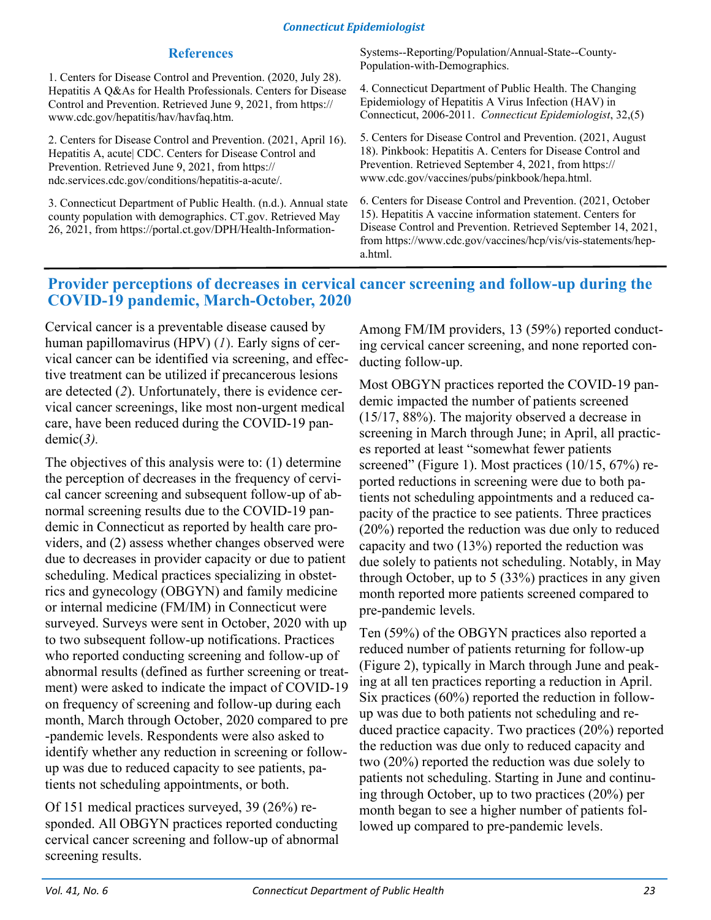## References

1. Centers for Disease Control and Prevention. (2020, July 28). Hepatitis A Q&As for Health Professionals. Centers for Disease Control and Prevention. Retrieved June 9, 2021, from https://www.cdc.gov/hepatitis/hav/havfaq.htm.

2. Centers for Disease Control and Prevention. (2021, April 16). Hepatitis A, acute| CDC. Centers for Disease Control and Prevention. Retrieved June 9, 2021, from https://ndc.services.cdc.gov/conditions/hepatitis-a-acute/.

3. Connecticut Department of Public Health. (n.d.). Annual state county population with demographics. CT.gov. Retrieved May 26, 2021, from https://portal.ct.gov/DPH/Health-Information-Systems--Reporting/Population/Annual-State--County-Population-with-Demographics.

4. Connecticut Department of Public Health. The Changing Epidemiology of Hepatitis A Virus Infection (HAV) in Connecticut, 2006-2011. *Connecticut Epidemiologist*, 32,(5)

5. Centers for Disease Control and Prevention. (2021, August 18). Pinkbook: Hepatitis A. Centers for Disease Control and Prevention. Retrieved September 4, 2021, from https://www.cdc.gov/vaccines/pubs/pinkbook/hepa.html.

6. Centers for Disease Control and Prevention. (2021, October 15). Hepatitis A vaccine information statement. Centers for Disease Control and Prevention. Retrieved September 14, 2021, from https://www.cdc.gov/vaccines/hcp/vis/vis-statements/hep-a.html.

## Provider perceptions of decreases in cervical cancer screening and follow-up during the COVID-19 pandemic, March-October, 2020

Cervical cancer is a preventable disease caused by human papillomavirus (HPV) (*1*). Early signs of cervical cancer can be identified via screening, and effective treatment can be utilized if precancerous lesions are detected (*2*). Unfortunately, there is evidence cervical cancer screenings, like most non-urgent medical care, have been reduced during the COVID-19 pandemic(*3)*.

The objectives of this analysis were to: (1) determine the perception of decreases in the frequency of cervical cancer screening and subsequent follow-up of abnormal screening results due to the COVID-19 pandemic in Connecticut as reported by health care providers, and (2) assess whether changes observed were due to decreases in provider capacity or due to patient scheduling. Medical practices specializing in obstetrics and gynecology (OBGYN) and family medicine or internal medicine (FM/IM) in Connecticut were surveyed. Surveys were sent in October, 2020 with up to two subsequent follow-up notifications. Practices who reported conducting screening and follow-up of abnormal results (defined as further screening or treatment) were asked to indicate the impact of COVID-19 on frequency of screening and follow-up during each month, March through October, 2020 compared to pre-pandemic levels. Respondents were also asked to identify whether any reduction in screening or follow-up was due to reduced capacity to see patients, patients not scheduling appointments, or both.

Of 151 medical practices surveyed, 39 (26%) responded. All OBGYN practices reported conducting cervical cancer screening and follow-up of abnormal screening results.

Among FM/IM providers, 13 (59%) reported conducting cervical cancer screening, and none reported conducting follow-up.

Most OBGYN practices reported the COVID-19 pandemic impacted the number of patients screened (15/17, 88%). The majority observed a decrease in screening in March through June; in April, all practices reported at least "somewhat fewer patients screened" (Figure 1). Most practices (10/15, 67%) reported reductions in screening were due to both patients not scheduling appointments and a reduced capacity of the practice to see patients. Three practices (20%) reported the reduction was due only to reduced capacity and two (13%) reported the reduction was due solely to patients not scheduling. Notably, in May through October, up to 5 (33%) practices in any given month reported more patients screened compared to pre-pandemic levels.

Ten (59%) of the OBGYN practices also reported a reduced number of patients returning for follow-up (Figure 2), typically in March through June and peaking at all ten practices reporting a reduction in April. Six practices (60%) reported the reduction in follow-up was due to both patients not scheduling and reduced practice capacity. Two practices (20%) reported the reduction was due only to reduced capacity and two (20%) reported the reduction was due solely to patients not scheduling. Starting in June and continuing through October, up to two practices (20%) per month began to see a higher number of patients followed up compared to pre-pandemic levels.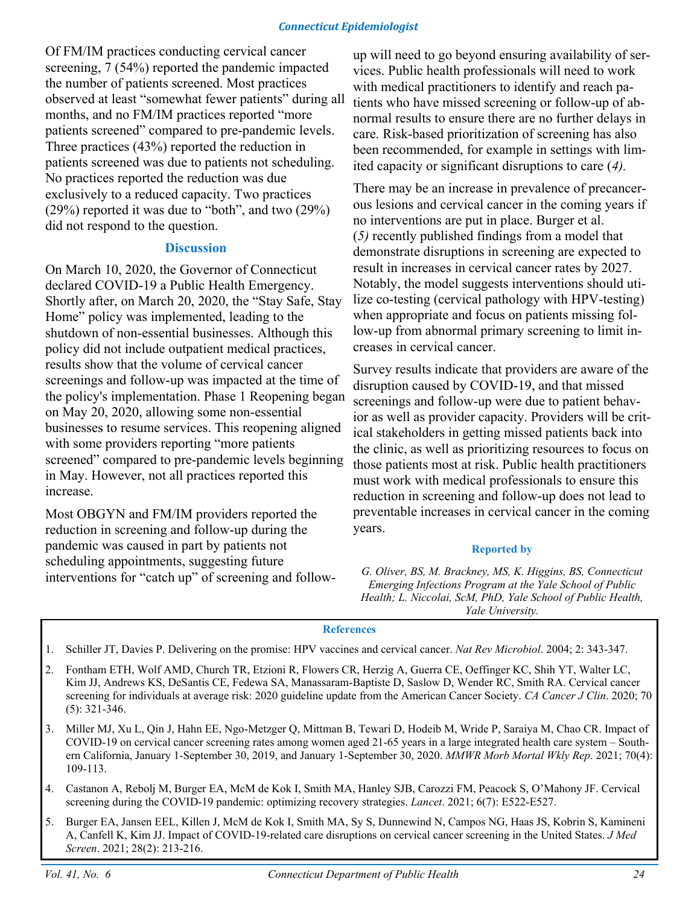Of FM/IM practices conducting cervical cancer screening, 7 (54%) reported the pandemic impacted the number of patients screened. Most practices observed at least "somewhat fewer patients" during all months, and no FM/IM practices reported "more patients screened" compared to pre-pandemic levels. Three practices (43%) reported the reduction in patients screened was due to patients not scheduling. No practices reported the reduction was due exclusively to a reduced capacity. Two practices (29%) reported it was due to "both", and two (29%) did not respond to the question.

## Discussion

On March 10, 2020, the Governor of Connecticut declared COVID-19 a Public Health Emergency. Shortly after, on March 20, 2020, the "Stay Safe, Stay Home" policy was implemented, leading to the shutdown of non-essential businesses. Although this policy did not include outpatient medical practices, results show that the volume of cervical cancer screenings and follow-up was impacted at the time of the policy's implementation. Phase 1 Reopening began on May 20, 2020, allowing some non-essential businesses to resume services. This reopening aligned with some providers reporting "more patients screened" compared to pre-pandemic levels beginning in May. However, not all practices reported this increase.

Most OBGYN and FM/IM providers reported the reduction in screening and follow-up during the pandemic was caused in part by patients not scheduling appointments, suggesting future interventions for "catch up" of screening and follow-up will need to go beyond ensuring availability of services. Public health professionals will need to work with medical practitioners to identify and reach patients who have missed screening or follow-up of abnormal results to ensure there are no further delays in care. Risk-based prioritization of screening has also been recommended, for example in settings with limited capacity or significant disruptions to care (*4*).

There may be an increase in prevalence of precancerous lesions and cervical cancer in the coming years if no interventions are put in place. Burger et al. (*5*) recently published findings from a model that demonstrate disruptions in screening are expected to result in increases in cervical cancer rates by 2027. Notably, the model suggests interventions should utilize co-testing (cervical pathology with HPV-testing) when appropriate and focus on patients missing follow-up from abnormal primary screening to limit increases in cervical cancer.

Survey results indicate that providers are aware of the disruption caused by COVID-19, and that missed screenings and follow-up were due to patient behavior as well as provider capacity. Providers will be critical stakeholders in getting missed patients back into the clinic, as well as prioritizing resources to focus on those patients most at risk. Public health practitioners must work with medical professionals to ensure this reduction in screening and follow-up does not lead to preventable increases in cervical cancer in the coming years.

### Reported by

*G. Oliver, BS, M. Brackney, MS, K. Higgins, BS, Connecticut Emerging Infections Program at the Yale School of Public Health; L. Niccolai, ScM, PhD, Yale School of Public Health, Yale University.*

### References

1. Schiller JT, Davies P. Delivering on the promise: HPV vaccines and cervical cancer. *Nat Rev Microbiol*. 2004; 2: 343-347.
2. Fontham ETH, Wolf AMD, Church TR, Etzioni R, Flowers CR, Herzig A, Guerra CE, Oeffinger KC, Shih YT, Walter LC, Kim JJ, Andrews KS, DeSantis CE, Fedewa SA, Manassaram-Baptiste D, Saslow D, Wender RC, Smith RA. Cervical cancer screening for individuals at average risk: 2020 guideline update from the American Cancer Society. *CA Cancer J Clin*. 2020; 70 (5): 321-346.
3. Miller MJ, Xu L, Qin J, Hahn EE, Ngo-Metzger Q, Mittman B, Tewari D, Hodeib M, Wride P, Saraiya M, Chao CR. Impact of COVID-19 on cervical cancer screening rates among women aged 21-65 years in a large integrated health care system – Southern California, January 1-September 30, 2019, and January 1-September 30, 2020. *MMWR Morb Mortal Wkly Rep*. 2021; 70(4): 109-113.
4. Castanon A, Rebolj M, Burger EA, McM de Kok I, Smith MA, Hanley SJB, Carozzi FM, Peacock S, O'Mahony JF. Cervical screening during the COVID-19 pandemic: optimizing recovery strategies. *Lancet*. 2021; 6(7): E522-E527.
5. Burger EA, Jansen EEL, Killen J, McM de Kok I, Smith MA, Sy S, Dunnewind N, Campos NG, Haas JS, Kobrin S, Kamineni A, Canfell K, Kim JJ. Impact of COVID-19-related care disruptions on cervical cancer screening in the United States. *J Med Screen*. 2021; 28(2): 213-216.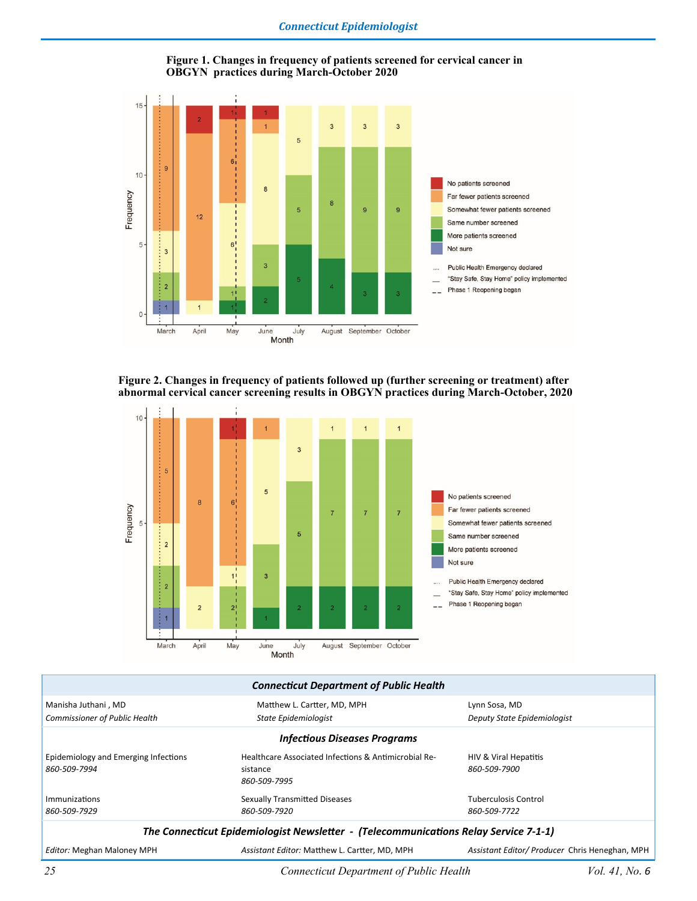**Figure 1. Changes in frequency of patients screened for cervical cancer in OBGYN practices during March-October 2020**

Frequency

15
10
5
0

March April May June July August September October

Month

March: 9, 3, 2, 1
April: 2, 12, 1
May: 1, 6, 6, 1, 1
June: 1, 1, 8, 3, 2
July: 5, 5, 5
August: 3, 8, 4
September: 3, 9, 3
October: 3, 9, 3

No patients screened
Far fewer patients screened
Somewhat fewer patients screened
Same number screened
More patients screened
Not sure

.... Public Health Emergency declared
__ "Stay Safe, Stay Home" policy implemented
_ _ Phase 1 Reopening began

**Figure 2. Changes in frequency of patients followed up (further screening or treatment) after abnormal cervical cancer screening results in OBGYN practices during March-October, 2020**

Frequency

10
5

March April May June July August September October

Month

March: 5, 2, 2, 1
April: 8, 2
May: 1, 6, 1, 2
June: 1, 5, 3, 1
July: 3, 5, 2
August: 1, 7, 2
September: 1, 7, 2
October: 1, 7, 2

No patients screened
Far fewer patients screened
Somewhat fewer patients screened
Same number screened
More patients screened
Not sure

.... Public Health Emergency declared
__ "Stay Safe, Stay Home" policy implemented
_ _ Phase 1 Reopening began

| *Connecticut Department of Public Health* | | |
|---|---|---|
| Manisha Juthani , MD<br>*Commissioner of Public Health* | Matthew L. Cartter, MD, MPH<br>*State Epidemiologist* | Lynn Sosa, MD<br>*Deputy State Epidemiologist* |
| | ***Infectious Diseases Programs*** | |
| Epidemiology and Emerging Infections<br>*860-509-7994* | Healthcare Associated Infections & Antimicrobial Resistance<br>*860-509-7995* | HIV & Viral Hepatitis<br>*860-509-7900* |
| Immunizations<br>*860-509-7929* | Sexually Transmitted Diseases<br>*860-509-7920* | Tuberculosis Control<br>*860-509-7722* |
| | ***The Connecticut Epidemiologist Newsletter - (Telecommunications Relay Service 7-1-1)*** | |
| *Editor:* Meghan Maloney MPH | *Assistant Editor:* Matthew L. Cartter, MD, MPH | *Assistant Editor/ Producer* Chris Heneghan, MPH |